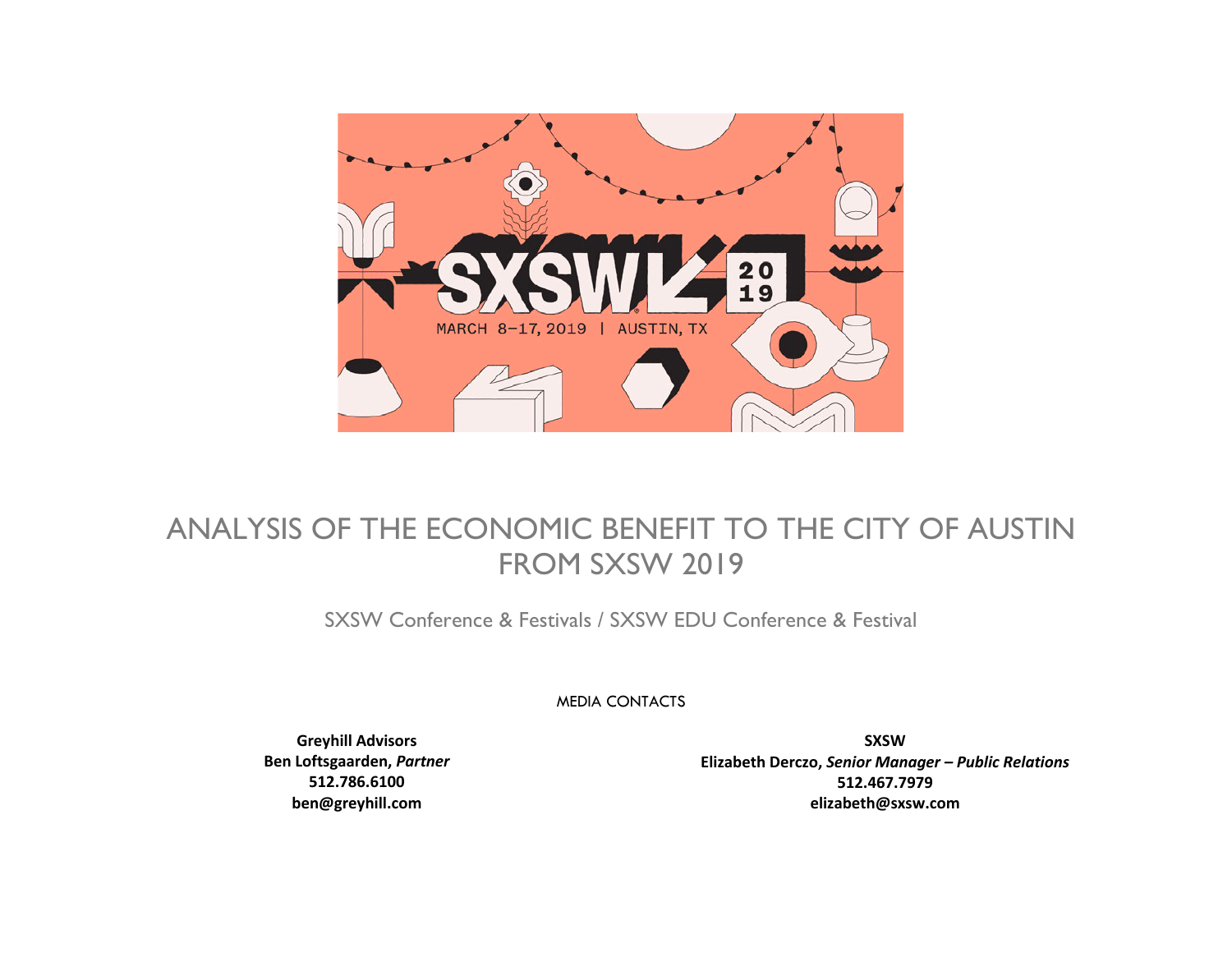# ANALYSIS OF THE ECONOMIC BENEFIT TO THE CITY OF AUSTIN FROM SXSW 2019

SXSW Conference & Festivals / SXSW EDU Conference & Festival

MEDIA CONTACTS

**Greyhill Advisors**
**Ben Loftsgaarden, *Partner***
**512.786.6100**
**ben@greyhill.com**

**SXSW**
**Elizabeth Derczo, *Senior Manager – Public Relations***
**512.467.7979**
**elizabeth@sxsw.com**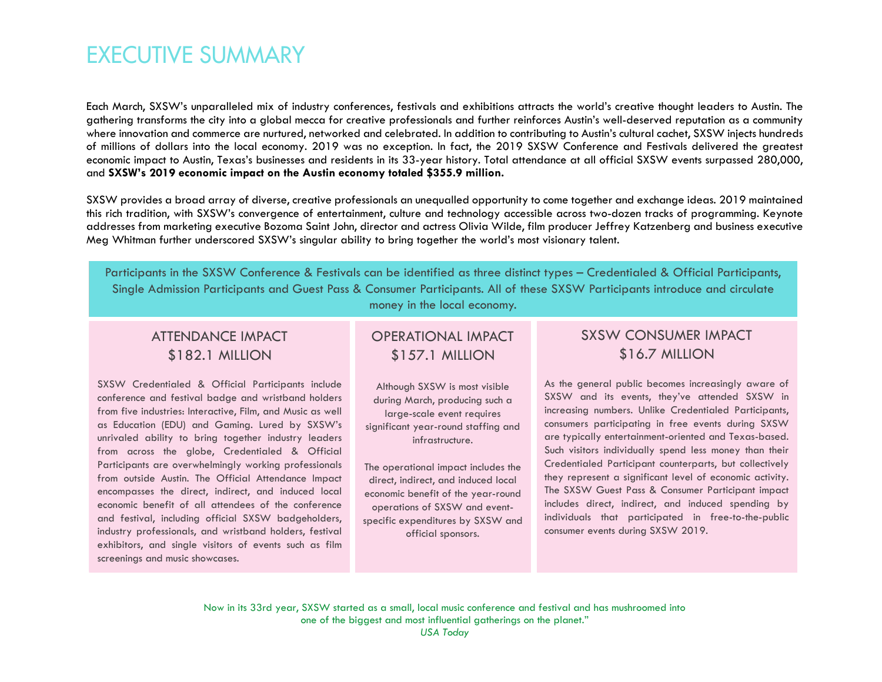# EXECUTIVE SUMMARY

Each March, SXSW's unparalleled mix of industry conferences, festivals and exhibitions attracts the world's creative thought leaders to Austin. The gathering transforms the city into a global mecca for creative professionals and further reinforces Austin's well-deserved reputation as a community where innovation and commerce are nurtured, networked and celebrated. In addition to contributing to Austin's cultural cachet, SXSW injects hundreds of millions of dollars into the local economy. 2019 was no exception. In fact, the 2019 SXSW Conference and Festivals delivered the greatest economic impact to Austin, Texas's businesses and residents in its 33-year history. Total attendance at all official SXSW events surpassed 280,000, and **SXSW's 2019 economic impact on the Austin economy totaled $355.9 million.**

SXSW provides a broad array of diverse, creative professionals an unequalled opportunity to come together and exchange ideas. 2019 maintained this rich tradition, with SXSW's convergence of entertainment, culture and technology accessible across two-dozen tracks of programming. Keynote addresses from marketing executive Bozoma Saint John, director and actress Olivia Wilde, film producer Jeffrey Katzenberg and business executive Meg Whitman further underscored SXSW's singular ability to bring together the world's most visionary talent.

Participants in the SXSW Conference & Festivals can be identified as three distinct types – Credentialed & Official Participants, Single Admission Participants and Guest Pass & Consumer Participants. All of these SXSW Participants introduce and circulate money in the local economy.

## ATTENDANCE IMPACT $182.1 MILLION

SXSW Credentialed & Official Participants include conference and festival badge and wristband holders from five industries: Interactive, Film, and Music as well as Education (EDU) and Gaming. Lured by SXSW's unrivaled ability to bring together industry leaders from across the globe, Credentialed & Official Participants are overwhelmingly working professionals from outside Austin. The Official Attendance Impact encompasses the direct, indirect, and induced local economic benefit of all attendees of the conference and festival, including official SXSW badgeholders, industry professionals, and wristband holders, festival exhibitors, and single visitors of events such as film screenings and music showcases.

## OPERATIONAL IMPACT $157.1 MILLION

Although SXSW is most visible during March, producing such a large-scale event requires significant year-round staffing and infrastructure.

The operational impact includes the direct, indirect, and induced local economic benefit of the year-round operations of SXSW and event-specific expenditures by SXSW and official sponsors.

## SXSW CONSUMER IMPACT $16.7 MILLION

As the general public becomes increasingly aware of SXSW and its events, they've attended SXSW in increasing numbers. Unlike Credentialed Participants, consumers participating in free events during SXSW are typically entertainment-oriented and Texas-based. Such visitors individually spend less money than their Credentialed Participant counterparts, but collectively they represent a significant level of economic activity. The SXSW Guest Pass & Consumer Participant impact includes direct, indirect, and induced spending by individuals that participated in free-to-the-public consumer events during SXSW 2019.

Now in its 33rd year, SXSW started as a small, local music conference and festival and has mushroomed into one of the biggest and most influential gatherings on the planet."
*USA Today*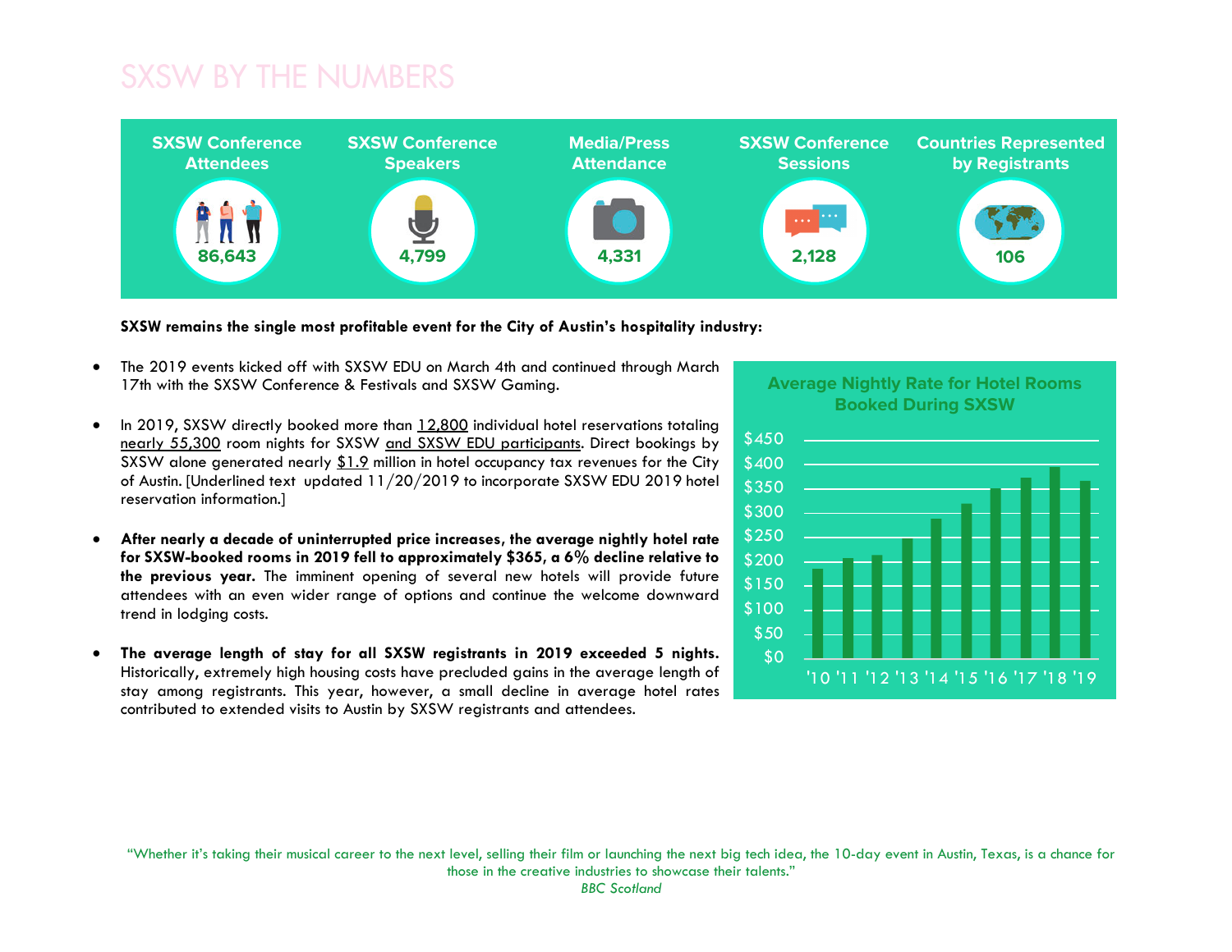# SXSW BY THE NUMBERS

| SXSW Conference Attendees | SXSW Conference Speakers | Media/Press Attendance | SXSW Conference Sessions | Countries Represented by Registrants |
|---|---|---|---|---|
| 86,643 | 4,799 | 4,331 | 2,128 | 106 |

**SXSW remains the single most profitable event for the City of Austin's hospitality industry:**

- The 2019 events kicked off with SXSW EDU on March 4th and continued through March 17th with the SXSW Conference & Festivals and SXSW Gaming.
- In 2019, SXSW directly booked more than 12,800 individual hotel reservations totaling nearly 55,300 room nights for SXSW and SXSW EDU participants. Direct bookings by SXSW alone generated nearly $1.9 million in hotel occupancy tax revenues for the City of Austin. [Underlined text updated 11/20/2019 to incorporate SXSW EDU 2019 hotel reservation information.]
- **After nearly a decade of uninterrupted price increases, the average nightly hotel rate for SXSW-booked rooms in 2019 fell to approximately $365, a 6% decline relative to the previous year.** The imminent opening of several new hotels will provide future attendees with an even wider range of options and continue the welcome downward trend in lodging costs.
- **The average length of stay for all SXSW registrants in 2019 exceeded 5 nights.** Historically, extremely high housing costs have precluded gains in the average length of stay among registrants. This year, however, a small decline in average hotel rates contributed to extended visits to Austin by SXSW registrants and attendees.

**Average Nightly Rate for Hotel Rooms Booked During SXSW**

(Bar chart, y-axis $0–$450; x-axis years '10 '11 '12 '13 '14 '15 '16 '17 '18 '19)

"Whether it's taking their musical career to the next level, selling their film or launching the next big tech idea, the 10-day event in Austin, Texas, is a chance for those in the creative industries to showcase their talents."
*BBC Scotland*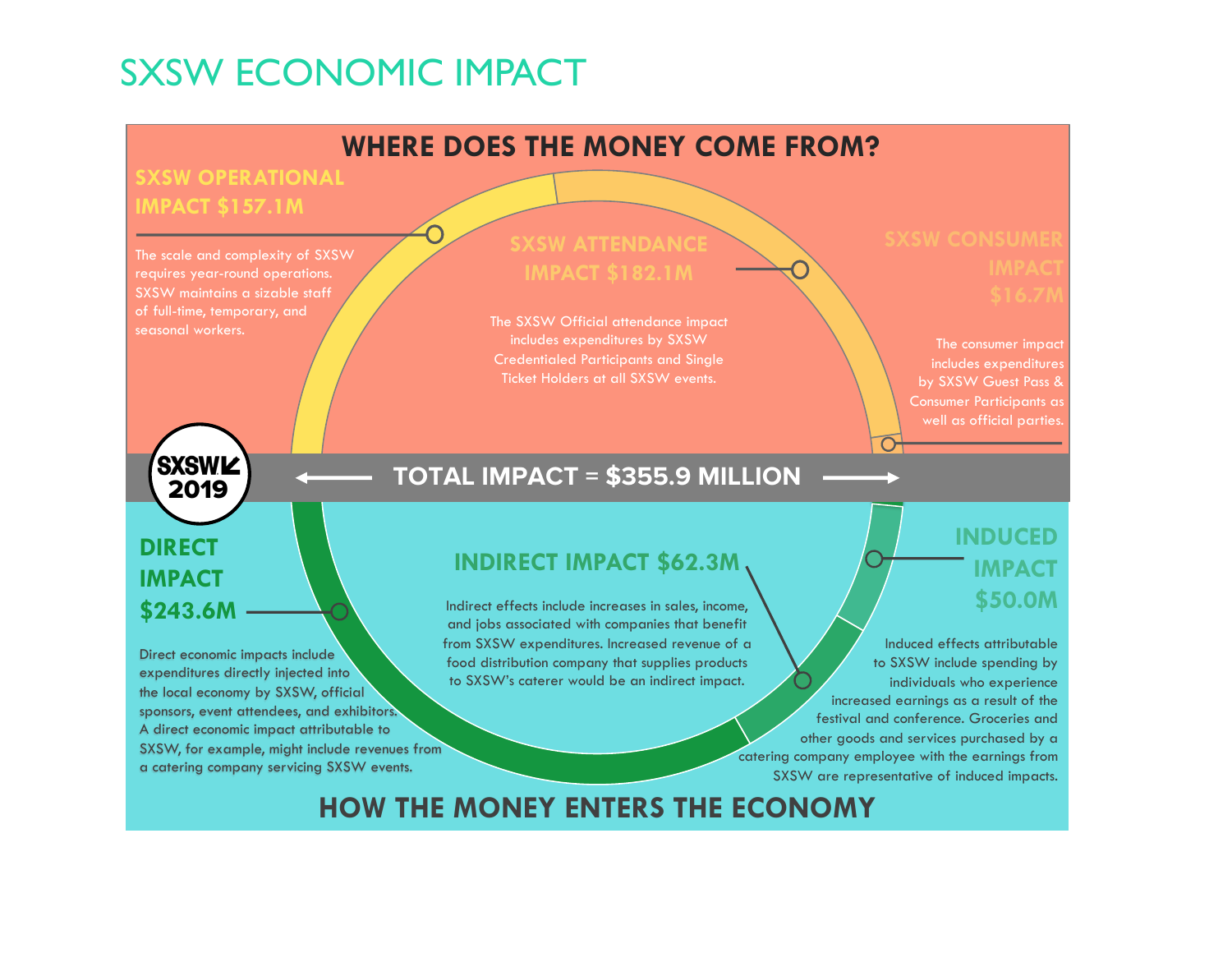# SXSW ECONOMIC IMPACT

## WHERE DOES THE MONEY COME FROM?

### SXSW OPERATIONAL IMPACT $157.1M

The scale and complexity of SXSW requires year-round operations. SXSW maintains a sizable staff of full-time, temporary, and seasonal workers.

### SXSW ATTENDANCE IMPACT $182.1M

The SXSW Official attendance impact includes expenditures by SXSW Credentialed Participants and Single Ticket Holders at all SXSW events.

### SXSW CONSUMER IMPACT $16.7M

The consumer impact includes expenditures by SXSW Guest Pass & Consumer Participants as well as official parties.

SXSW 2019

**TOTAL IMPACT = $355.9 MILLION**

### DIRECT IMPACT $243.6M

Direct economic impacts include expenditures directly injected into the local economy by SXSW, official sponsors, event attendees, and exhibitors. A direct economic impact attributable to SXSW, for example, might include revenues from a catering company servicing SXSW events.

### INDIRECT IMPACT $62.3M

Indirect effects include increases in sales, income, and jobs associated with companies that benefit from SXSW expenditures. Increased revenue of a food distribution company that supplies products to SXSW's caterer would be an indirect impact.

### INDUCED IMPACT $50.0M

Induced effects attributable to SXSW include spending by individuals who experience increased earnings as a result of the festival and conference. Groceries and other goods and services purchased by a catering company employee with the earnings from SXSW are representative of induced impacts.

## HOW THE MONEY ENTERS THE ECONOMY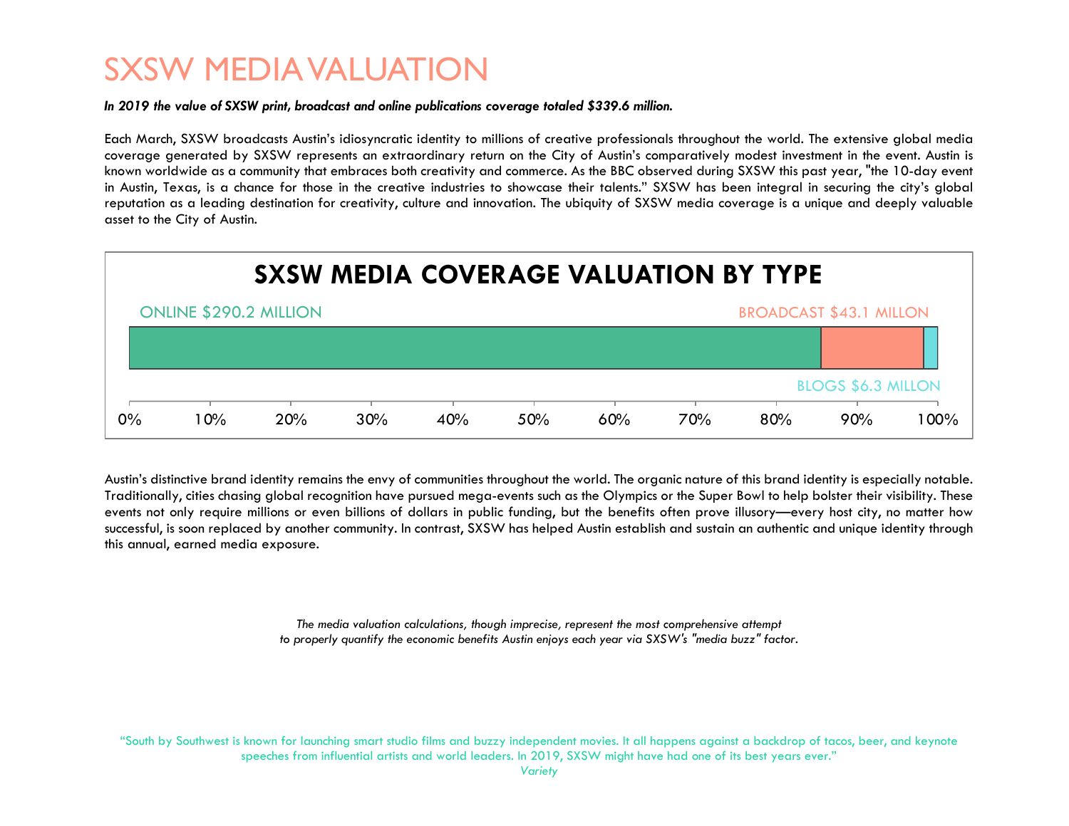# SXSW MEDIA VALUATION

***In 2019 the value of SXSW print, broadcast and online publications coverage totaled $339.6 million.***

Each March, SXSW broadcasts Austin's idiosyncratic identity to millions of creative professionals throughout the world. The extensive global media coverage generated by SXSW represents an extraordinary return on the City of Austin's comparatively modest investment in the event. Austin is known worldwide as a community that embraces both creativity and commerce. As the BBC observed during SXSW this past year, "the 10-day event in Austin, Texas, is a chance for those in the creative industries to showcase their talents." SXSW has been integral in securing the city's global reputation as a leading destination for creativity, culture and innovation. The ubiquity of SXSW media coverage is a unique and deeply valuable asset to the City of Austin.

## SXSW MEDIA COVERAGE VALUATION BY TYPE

ONLINE $290.2 MILLION

BROADCAST $43.1 MILLON

BLOGS $6.3 MILLON

0% 10% 20% 30% 40% 50% 60% 70% 80% 90% 100%

Austin's distinctive brand identity remains the envy of communities throughout the world. The organic nature of this brand identity is especially notable. Traditionally, cities chasing global recognition have pursued mega-events such as the Olympics or the Super Bowl to help bolster their visibility. These events not only require millions or even billions of dollars in public funding, but the benefits often prove illusory—every host city, no matter how successful, is soon replaced by another community. In contrast, SXSW has helped Austin establish and sustain an authentic and unique identity through this annual, earned media exposure.

*The media valuation calculations, though imprecise, represent the most comprehensive attempt to properly quantify the economic benefits Austin enjoys each year via SXSW's "media buzz" factor.*

"South by Southwest is known for launching smart studio films and buzzy independent movies. It all happens against a backdrop of tacos, beer, and keynote speeches from influential artists and world leaders. In 2019, SXSW might have had one of its best years ever."
*Variety*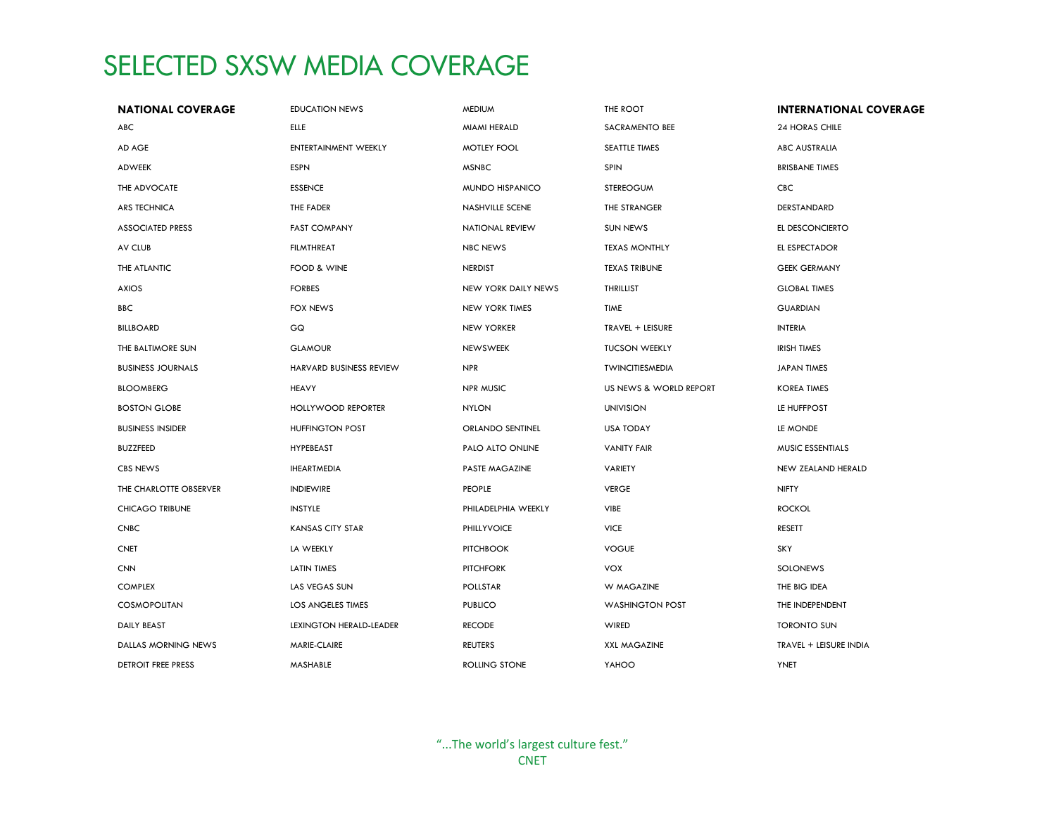# SELECTED SXSW MEDIA COVERAGE

**NATIONAL COVERAGE**

ABC
AD AGE
ADWEEK
THE ADVOCATE
ARS TECHNICA
ASSOCIATED PRESS
AV CLUB
THE ATLANTIC
AXIOS
BBC
BILLBOARD
THE BALTIMORE SUN
BUSINESS JOURNALS
BLOOMBERG
BOSTON GLOBE
BUSINESS INSIDER
BUZZFEED
CBS NEWS
THE CHARLOTTE OBSERVER
CHICAGO TRIBUNE
CNBC
CNET
CNN
COMPLEX
COSMOPOLITAN
DAILY BEAST
DALLAS MORNING NEWS
DETROIT FREE PRESS
EDUCATION NEWS
ELLE
ENTERTAINMENT WEEKLY
ESPN
ESSENCE
THE FADER
FAST COMPANY
FILMTHREAT
FOOD & WINE
FORBES
FOX NEWS
GQ
GLAMOUR
HARVARD BUSINESS REVIEW
HEAVY
HOLLYWOOD REPORTER
HUFFINGTON POST
HYPEBEAST
IHEARTMEDIA
INDIEWIRE
INSTYLE
KANSAS CITY STAR
LA WEEKLY
LATIN TIMES
LAS VEGAS SUN
LOS ANGELES TIMES
LEXINGTON HERALD-LEADER
MARIE-CLAIRE
MASHABLE
MEDIUM
MIAMI HERALD
MOTLEY FOOL
MSNBC
MUNDO HISPANICO
NASHVILLE SCENE
NATIONAL REVIEW
NBC NEWS
NERDIST
NEW YORK DAILY NEWS
NEW YORK TIMES
NEW YORKER
NEWSWEEK
NPR
NPR MUSIC
NYLON
ORLANDO SENTINEL
PALO ALTO ONLINE
PASTE MAGAZINE
PEOPLE
PHILADELPHIA WEEKLY
PHILLYVOICE
PITCHBOOK
PITCHFORK
POLLSTAR
PUBLICO
RECODE
REUTERS
ROLLING STONE
THE ROOT
SACRAMENTO BEE
SEATTLE TIMES
SPIN
STEREOGUM
THE STRANGER
SUN NEWS
TEXAS MONTHLY
TEXAS TRIBUNE
THRILLIST
TIME
TRAVEL + LEISURE
TUCSON WEEKLY
TWINCITIESMEDIA
US NEWS & WORLD REPORT
UNIVISION
USA TODAY
VANITY FAIR
VARIETY
VERGE
VIBE
VICE
VOGUE
VOX
W MAGAZINE
WASHINGTON POST
WIRED
XXL MAGAZINE
YAHOO

**INTERNATIONAL COVERAGE**

24 HORAS CHILE
ABC AUSTRALIA
BRISBANE TIMES
CBC
DERSTANDARD
EL DESCONCIERTO
EL ESPECTADOR
GEEK GERMANY
GLOBAL TIMES
GUARDIAN
INTERIA
IRISH TIMES
JAPAN TIMES
KOREA TIMES
LE HUFFPOST
LE MONDE
MUSIC ESSENTIALS
NEW ZEALAND HERALD
NIFTY
ROCKOL
RESETT
SKY
SOLONEWS
THE BIG IDEA
THE INDEPENDENT
TORONTO SUN
TRAVEL + LEISURE INDIA
YNET

"...The world's largest culture fest."
CNET